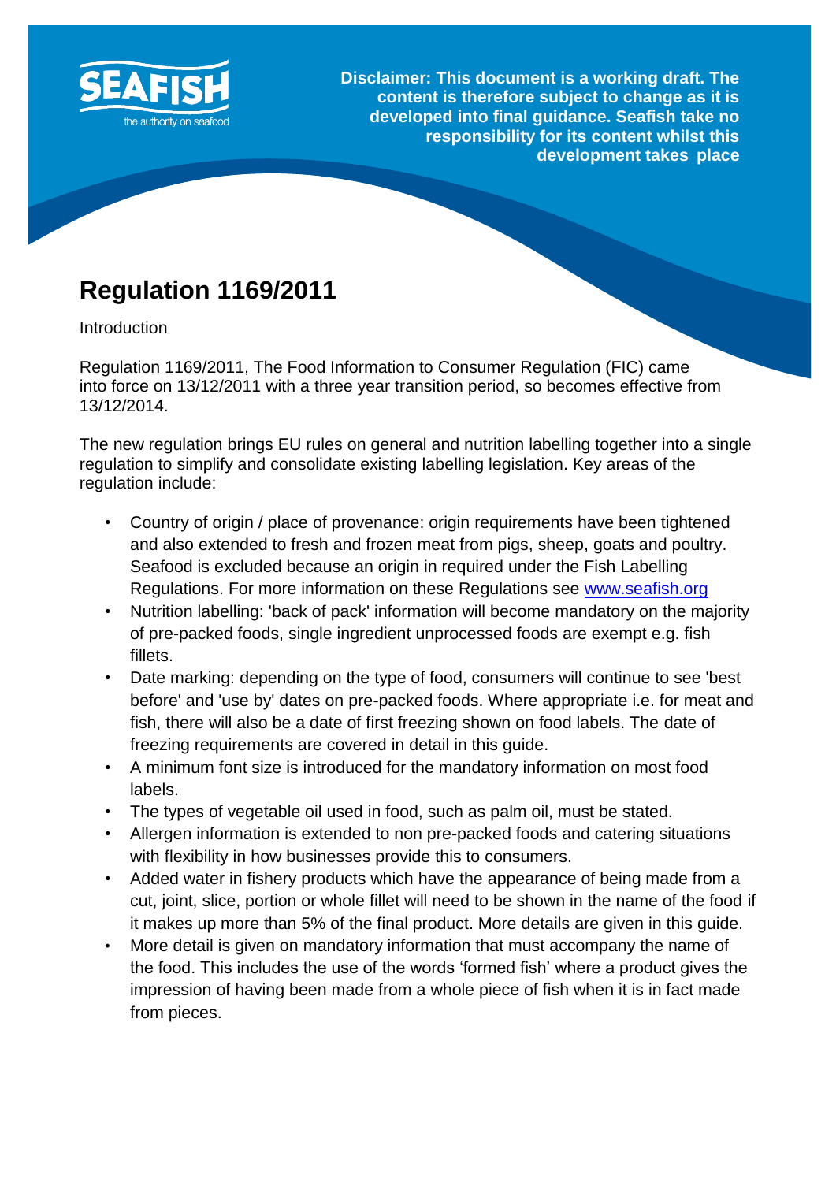**Disclaimer: This document is a working draft. The content is therefore subject to change as it is developed into final guidance. Seafish take no responsibility for its content whilst this development takes place**

# Regulation 1169/2011

Introduction

Regulation 1169/2011, The Food Information to Consumer Regulation (FIC) came into force on 13/12/2011 with a three year transition period, so becomes effective from 13/12/2014.

The new regulation brings EU rules on general and nutrition labelling together into a single regulation to simplify and consolidate existing labelling legislation. Key areas of the regulation include:

- Country of origin / place of provenance: origin requirements have been tightened and also extended to fresh and frozen meat from pigs, sheep, goats and poultry. Seafood is excluded because an origin in required under the Fish Labelling Regulations. For more information on these Regulations see [www.seafish.org](www.seafish.org)
- Nutrition labelling: 'back of pack' information will become mandatory on the majority of pre-packed foods, single ingredient unprocessed foods are exempt e.g. fish fillets.
- Date marking: depending on the type of food, consumers will continue to see 'best before' and 'use by' dates on pre-packed foods. Where appropriate i.e. for meat and fish, there will also be a date of first freezing shown on food labels. The date of freezing requirements are covered in detail in this guide.
- A minimum font size is introduced for the mandatory information on most food labels.
- The types of vegetable oil used in food, such as palm oil, must be stated.
- Allergen information is extended to non pre-packed foods and catering situations with flexibility in how businesses provide this to consumers.
- Added water in fishery products which have the appearance of being made from a cut, joint, slice, portion or whole fillet will need to be shown in the name of the food if it makes up more than 5% of the final product. More details are given in this guide.
- More detail is given on mandatory information that must accompany the name of the food. This includes the use of the words 'formed fish' where a product gives the impression of having been made from a whole piece of fish when it is in fact made from pieces.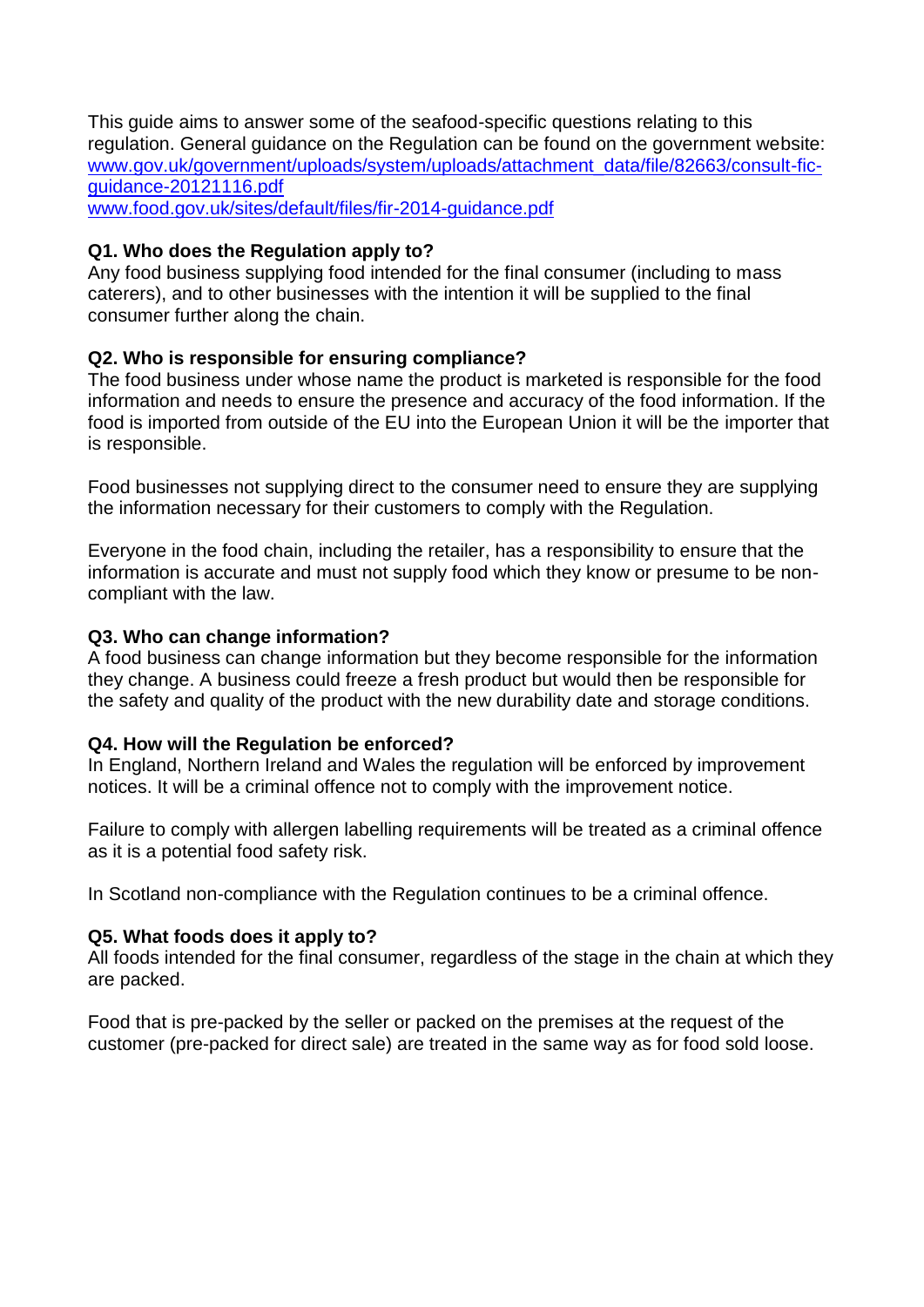This guide aims to answer some of the seafood-specific questions relating to this regulation. General guidance on the Regulation can be found on the government website:
[www.gov.uk/government/uploads/system/uploads/attachment_data/file/82663/consult-fic-guidance-20121116.pdf](www.gov.uk/government/uploads/system/uploads/attachment_data/file/82663/consult-fic-guidance-20121116.pdf)
[www.food.gov.uk/sites/default/files/fir-2014-guidance.pdf](www.food.gov.uk/sites/default/files/fir-2014-guidance.pdf)

**Q1. Who does the Regulation apply to?**
Any food business supplying food intended for the final consumer (including to mass caterers), and to other businesses with the intention it will be supplied to the final consumer further along the chain.

**Q2. Who is responsible for ensuring compliance?**
The food business under whose name the product is marketed is responsible for the food information and needs to ensure the presence and accuracy of the food information. If the food is imported from outside of the EU into the European Union it will be the importer that is responsible.

Food businesses not supplying direct to the consumer need to ensure they are supplying the information necessary for their customers to comply with the Regulation.

Everyone in the food chain, including the retailer, has a responsibility to ensure that the information is accurate and must not supply food which they know or presume to be non-compliant with the law.

**Q3. Who can change information?**
A food business can change information but they become responsible for the information they change. A business could freeze a fresh product but would then be responsible for the safety and quality of the product with the new durability date and storage conditions.

**Q4. How will the Regulation be enforced?**
In England, Northern Ireland and Wales the regulation will be enforced by improvement notices. It will be a criminal offence not to comply with the improvement notice.

Failure to comply with allergen labelling requirements will be treated as a criminal offence as it is a potential food safety risk.

In Scotland non-compliance with the Regulation continues to be a criminal offence.

**Q5. What foods does it apply to?**
All foods intended for the final consumer, regardless of the stage in the chain at which they are packed.

Food that is pre-packed by the seller or packed on the premises at the request of the customer (pre-packed for direct sale) are treated in the same way as for food sold loose.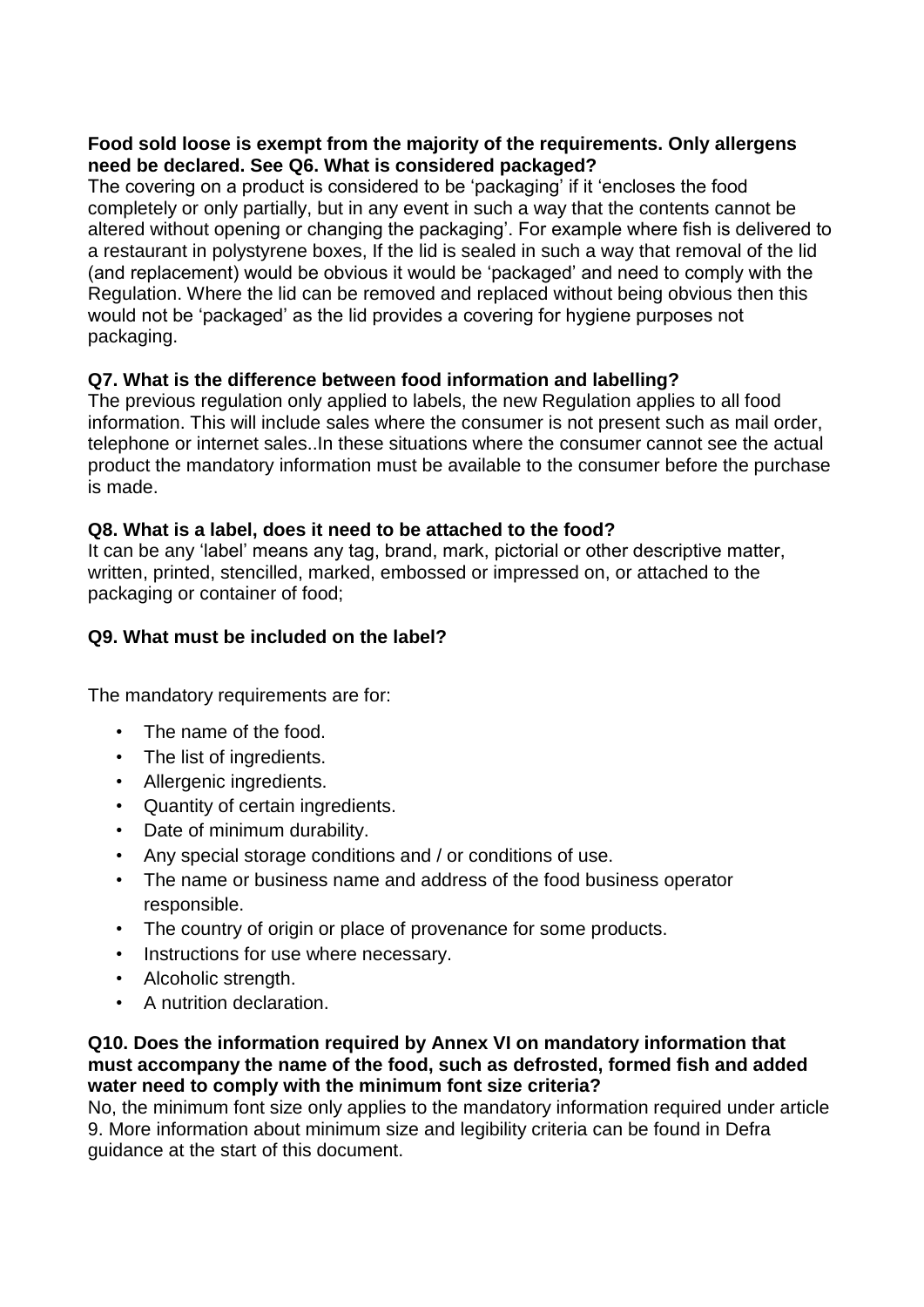**Food sold loose is exempt from the majority of the requirements. Only allergens need be declared. See Q6. What is considered packaged?**

The covering on a product is considered to be 'packaging' if it 'encloses the food completely or only partially, but in any event in such a way that the contents cannot be altered without opening or changing the packaging'. For example where fish is delivered to a restaurant in polystyrene boxes, If the lid is sealed in such a way that removal of the lid (and replacement) would be obvious it would be 'packaged' and need to comply with the Regulation. Where the lid can be removed and replaced without being obvious then this would not be 'packaged' as the lid provides a covering for hygiene purposes not packaging.

**Q7. What is the difference between food information and labelling?**

The previous regulation only applied to labels, the new Regulation applies to all food information. This will include sales where the consumer is not present such as mail order, telephone or internet sales..In these situations where the consumer cannot see the actual product the mandatory information must be available to the consumer before the purchase is made.

**Q8. What is a label, does it need to be attached to the food?**

It can be any 'label' means any tag, brand, mark, pictorial or other descriptive matter, written, printed, stencilled, marked, embossed or impressed on, or attached to the packaging or container of food;

**Q9. What must be included on the label?**

The mandatory requirements are for:

- The name of the food.
- The list of ingredients.
- Allergenic ingredients.
- Quantity of certain ingredients.
- Date of minimum durability.
- Any special storage conditions and / or conditions of use.
- The name or business name and address of the food business operator responsible.
- The country of origin or place of provenance for some products.
- Instructions for use where necessary.
- Alcoholic strength.
- A nutrition declaration.

**Q10. Does the information required by Annex VI on mandatory information that must accompany the name of the food, such as defrosted, formed fish and added water need to comply with the minimum font size criteria?**

No, the minimum font size only applies to the mandatory information required under article 9. More information about minimum size and legibility criteria can be found in Defra guidance at the start of this document.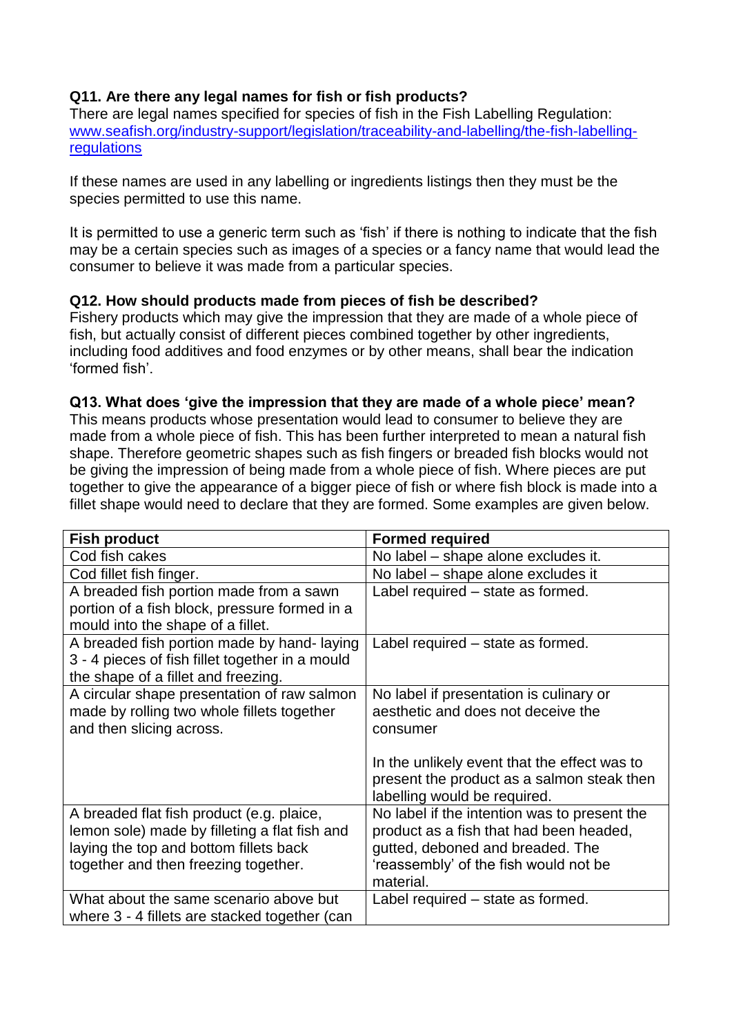**Q11. Are there any legal names for fish or fish products?**

There are legal names specified for species of fish in the Fish Labelling Regulation: [www.seafish.org/industry-support/legislation/traceability-and-labelling/the-fish-labelling-regulations](www.seafish.org/industry-support/legislation/traceability-and-labelling/the-fish-labelling-regulations)

If these names are used in any labelling or ingredients listings then they must be the species permitted to use this name.

It is permitted to use a generic term such as 'fish' if there is nothing to indicate that the fish may be a certain species such as images of a species or a fancy name that would lead the consumer to believe it was made from a particular species.

**Q12. How should products made from pieces of fish be described?**

Fishery products which may give the impression that they are made of a whole piece of fish, but actually consist of different pieces combined together by other ingredients, including food additives and food enzymes or by other means, shall bear the indication 'formed fish'.

**Q13. What does 'give the impression that they are made of a whole piece' mean?**

This means products whose presentation would lead to consumer to believe they are made from a whole piece of fish. This has been further interpreted to mean a natural fish shape. Therefore geometric shapes such as fish fingers or breaded fish blocks would not be giving the impression of being made from a whole piece of fish. Where pieces are put together to give the appearance of a bigger piece of fish or where fish block is made into a fillet shape would need to declare that they are formed. Some examples are given below.

| Fish product | Formed required |
|---|---|
| Cod fish cakes | No label – shape alone excludes it. |
| Cod fillet fish finger. | No label – shape alone excludes it |
| A breaded fish portion made from a sawn portion of a fish block, pressure formed in a mould into the shape of a fillet. | Label required – state as formed. |
| A breaded fish portion made by hand- laying 3 - 4 pieces of fish fillet together in a mould the shape of a fillet and freezing. | Label required – state as formed. |
| A circular shape presentation of raw salmon made by rolling two whole fillets together and then slicing across. | No label if presentation is culinary or aesthetic and does not deceive the consumer<br><br>In the unlikely event that the effect was to present the product as a salmon steak then labelling would be required. |
| A breaded flat fish product (e.g. plaice, lemon sole) made by filleting a flat fish and laying the top and bottom fillets back together and then freezing together. | No label if the intention was to present the product as a fish that had been headed, gutted, deboned and breaded. The 'reassembly' of the fish would not be material. |
| What about the same scenario above but where 3 - 4 fillets are stacked together (can | Label required – state as formed. |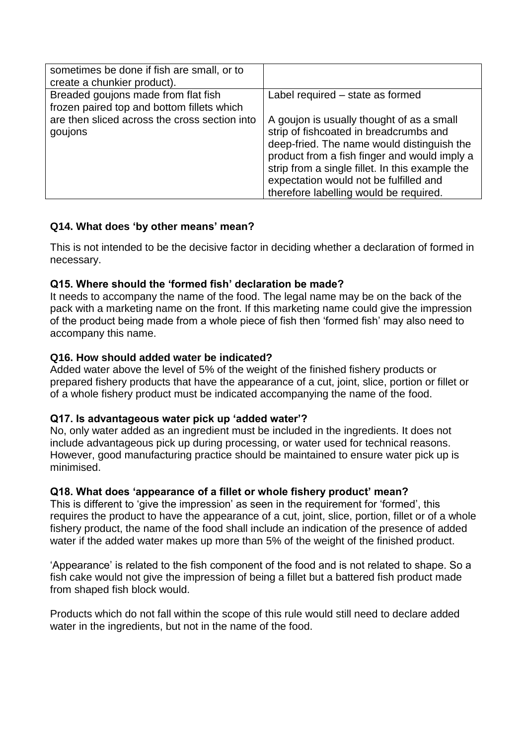| | |
|---|---|
| sometimes be done if fish are small, or to create a chunkier product). | |
| Breaded goujons made from flat fish frozen paired top and bottom fillets which are then sliced across the cross section into goujons | Label required – state as formed<br><br>A goujon is usually thought of as a small strip of fishcoated in breadcrumbs and deep-fried. The name would distinguish the product from a fish finger and would imply a strip from a single fillet. In this example the expectation would not be fulfilled and therefore labelling would be required. |

**Q14. What does 'by other means' mean?**

This is not intended to be the decisive factor in deciding whether a declaration of formed in necessary.

**Q15. Where should the 'formed fish' declaration be made?**

It needs to accompany the name of the food. The legal name may be on the back of the pack with a marketing name on the front. If this marketing name could give the impression of the product being made from a whole piece of fish then 'formed fish' may also need to accompany this name.

**Q16. How should added water be indicated?**

Added water above the level of 5% of the weight of the finished fishery products or prepared fishery products that have the appearance of a cut, joint, slice, portion or fillet or of a whole fishery product must be indicated accompanying the name of the food.

**Q17. Is advantageous water pick up 'added water'?**

No, only water added as an ingredient must be included in the ingredients. It does not include advantageous pick up during processing, or water used for technical reasons. However, good manufacturing practice should be maintained to ensure water pick up is minimised.

**Q18. What does 'appearance of a fillet or whole fishery product' mean?**

This is different to 'give the impression' as seen in the requirement for 'formed', this requires the product to have the appearance of a cut, joint, slice, portion, fillet or of a whole fishery product, the name of the food shall include an indication of the presence of added water if the added water makes up more than 5% of the weight of the finished product.

'Appearance' is related to the fish component of the food and is not related to shape. So a fish cake would not give the impression of being a fillet but a battered fish product made from shaped fish block would.

Products which do not fall within the scope of this rule would still need to declare added water in the ingredients, but not in the name of the food.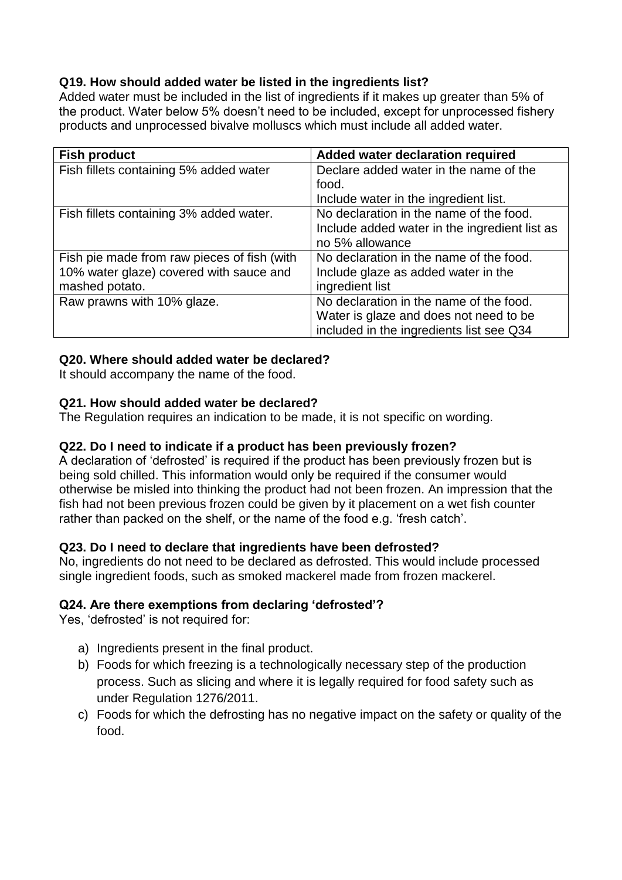**Q19. How should added water be listed in the ingredients list?**

Added water must be included in the list of ingredients if it makes up greater than 5% of the product. Water below 5% doesn't need to be included, except for unprocessed fishery products and unprocessed bivalve molluscs which must include all added water.

| Fish product | Added water declaration required |
|---|---|
| Fish fillets containing 5% added water | Declare added water in the name of the food.<br>Include water in the ingredient list. |
| Fish fillets containing 3% added water. | No declaration in the name of the food.<br>Include added water in the ingredient list as no 5% allowance |
| Fish pie made from raw pieces of fish (with 10% water glaze) covered with sauce and mashed potato. | No declaration in the name of the food.<br>Include glaze as added water in the ingredient list |
| Raw prawns with 10% glaze. | No declaration in the name of the food.<br>Water is glaze and does not need to be included in the ingredients list see Q34 |

**Q20. Where should added water be declared?**

It should accompany the name of the food.

**Q21. How should added water be declared?**

The Regulation requires an indication to be made, it is not specific on wording.

**Q22. Do I need to indicate if a product has been previously frozen?**

A declaration of 'defrosted' is required if the product has been previously frozen but is being sold chilled. This information would only be required if the consumer would otherwise be misled into thinking the product had not been frozen. An impression that the fish had not been previous frozen could be given by it placement on a wet fish counter rather than packed on the shelf, or the name of the food e.g. 'fresh catch'.

**Q23. Do I need to declare that ingredients have been defrosted?**

No, ingredients do not need to be declared as defrosted. This would include processed single ingredient foods, such as smoked mackerel made from frozen mackerel.

**Q24. Are there exemptions from declaring 'defrosted'?**

Yes, 'defrosted' is not required for:

a) Ingredients present in the final product.
b) Foods for which freezing is a technologically necessary step of the production process. Such as slicing and where it is legally required for food safety such as under Regulation 1276/2011.
c) Foods for which the defrosting has no negative impact on the safety or quality of the food.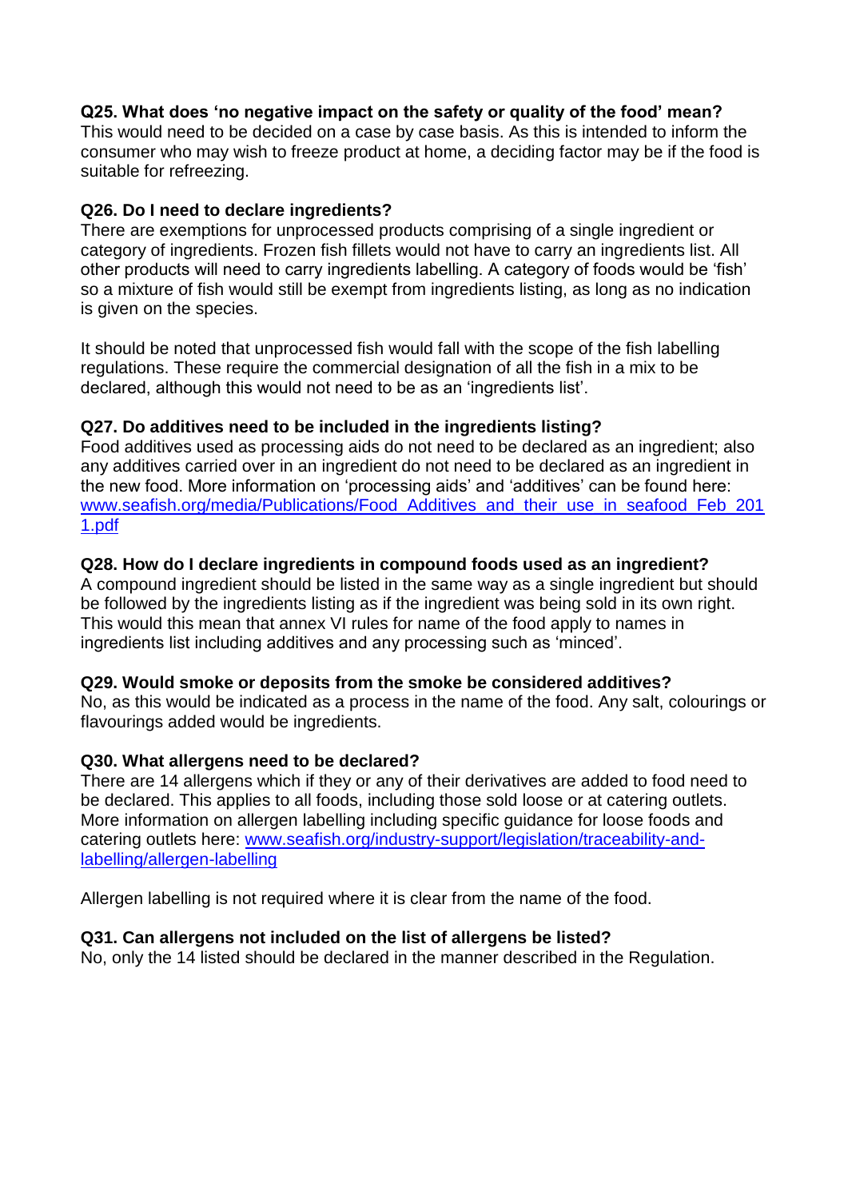**Q25. What does 'no negative impact on the safety or quality of the food' mean?**
This would need to be decided on a case by case basis. As this is intended to inform the consumer who may wish to freeze product at home, a deciding factor may be if the food is suitable for refreezing.

**Q26. Do I need to declare ingredients?**
There are exemptions for unprocessed products comprising of a single ingredient or category of ingredients. Frozen fish fillets would not have to carry an ingredients list. All other products will need to carry ingredients labelling. A category of foods would be 'fish' so a mixture of fish would still be exempt from ingredients listing, as long as no indication is given on the species.

It should be noted that unprocessed fish would fall with the scope of the fish labelling regulations. These require the commercial designation of all the fish in a mix to be declared, although this would not need to be as an 'ingredients list'.

**Q27. Do additives need to be included in the ingredients listing?**
Food additives used as processing aids do not need to be declared as an ingredient; also any additives carried over in an ingredient do not need to be declared as an ingredient in the new food. More information on 'processing aids' and 'additives' can be found here: [www.seafish.org/media/Publications/Food_Additives_and_their_use_in_seafood_Feb_2011.pdf](www.seafish.org/media/Publications/Food_Additives_and_their_use_in_seafood_Feb_2011.pdf)

**Q28. How do I declare ingredients in compound foods used as an ingredient?**
A compound ingredient should be listed in the same way as a single ingredient but should be followed by the ingredients listing as if the ingredient was being sold in its own right. This would this mean that annex VI rules for name of the food apply to names in ingredients list including additives and any processing such as 'minced'.

**Q29. Would smoke or deposits from the smoke be considered additives?**
No, as this would be indicated as a process in the name of the food. Any salt, colourings or flavourings added would be ingredients.

**Q30. What allergens need to be declared?**
There are 14 allergens which if they or any of their derivatives are added to food need to be declared. This applies to all foods, including those sold loose or at catering outlets. More information on allergen labelling including specific guidance for loose foods and catering outlets here: [www.seafish.org/industry-support/legislation/traceability-and-labelling/allergen-labelling](www.seafish.org/industry-support/legislation/traceability-and-labelling/allergen-labelling)

Allergen labelling is not required where it is clear from the name of the food.

**Q31. Can allergens not included on the list of allergens be listed?**
No, only the 14 listed should be declared in the manner described in the Regulation.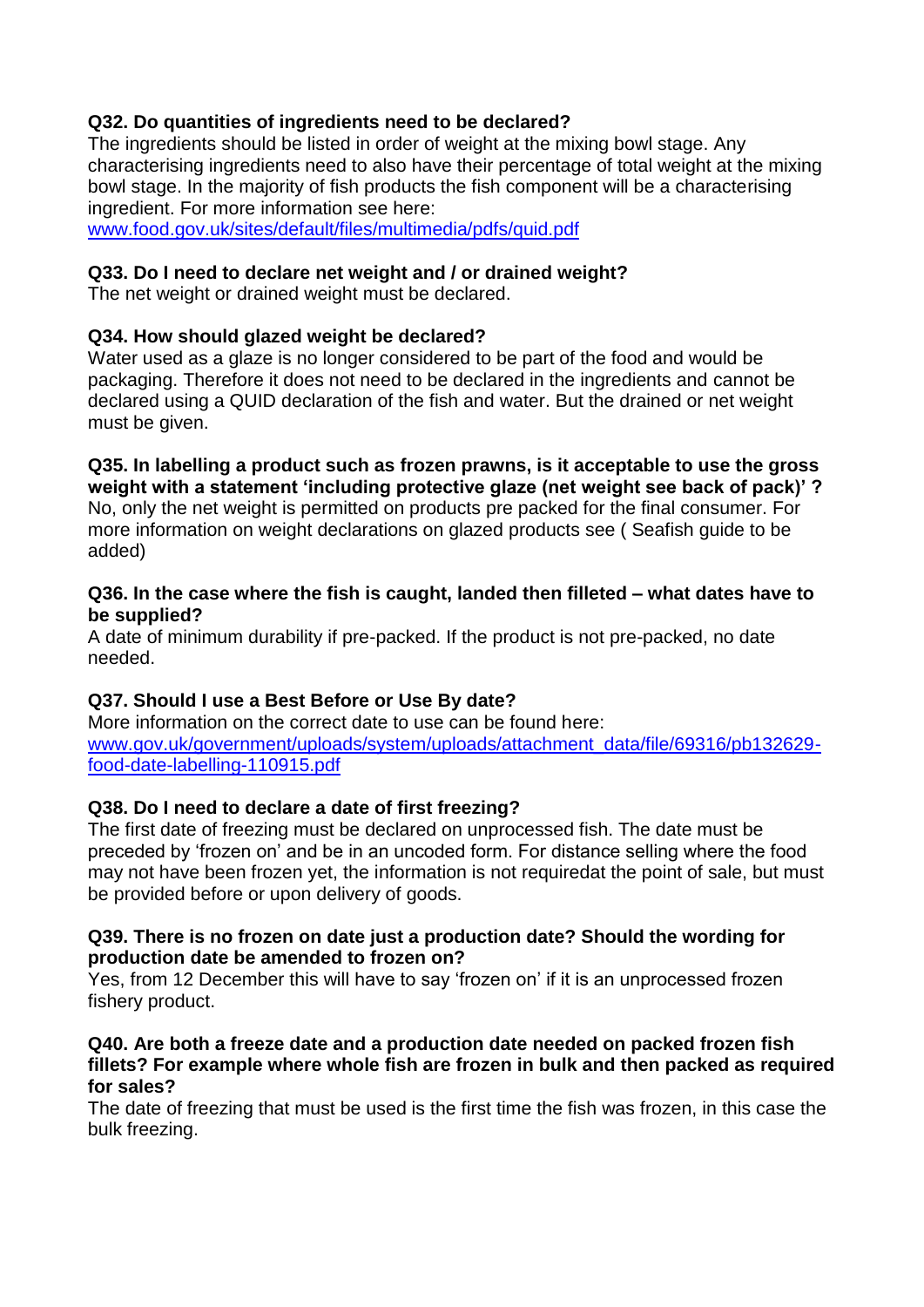**Q32. Do quantities of ingredients need to be declared?**
The ingredients should be listed in order of weight at the mixing bowl stage. Any characterising ingredients need to also have their percentage of total weight at the mixing bowl stage. In the majority of fish products the fish component will be a characterising ingredient. For more information see here:
[www.food.gov.uk/sites/default/files/multimedia/pdfs/quid.pdf](www.food.gov.uk/sites/default/files/multimedia/pdfs/quid.pdf)

**Q33. Do I need to declare net weight and / or drained weight?**
The net weight or drained weight must be declared.

**Q34. How should glazed weight be declared?**
Water used as a glaze is no longer considered to be part of the food and would be packaging. Therefore it does not need to be declared in the ingredients and cannot be declared using a QUID declaration of the fish and water. But the drained or net weight must be given.

**Q35. In labelling a product such as frozen prawns, is it acceptable to use the gross weight with a statement 'including protective glaze (net weight see back of pack)' ?**
No, only the net weight is permitted on products pre packed for the final consumer. For more information on weight declarations on glazed products see ( Seafish guide to be added)

**Q36. In the case where the fish is caught, landed then filleted – what dates have to be supplied?**
A date of minimum durability if pre-packed. If the product is not pre-packed, no date needed.

**Q37. Should I use a Best Before or Use By date?**
More information on the correct date to use can be found here:
[www.gov.uk/government/uploads/system/uploads/attachment_data/file/69316/pb132629-food-date-labelling-110915.pdf](www.gov.uk/government/uploads/system/uploads/attachment_data/file/69316/pb132629-food-date-labelling-110915.pdf)

**Q38. Do I need to declare a date of first freezing?**
The first date of freezing must be declared on unprocessed fish. The date must be preceded by 'frozen on' and be in an uncoded form. For distance selling where the food may not have been frozen yet, the information is not requiredat the point of sale, but must be provided before or upon delivery of goods.

**Q39. There is no frozen on date just a production date? Should the wording for production date be amended to frozen on?**
Yes, from 12 December this will have to say 'frozen on' if it is an unprocessed frozen fishery product.

**Q40. Are both a freeze date and a production date needed on packed frozen fish fillets? For example where whole fish are frozen in bulk and then packed as required for sales?**
The date of freezing that must be used is the first time the fish was frozen, in this case the bulk freezing.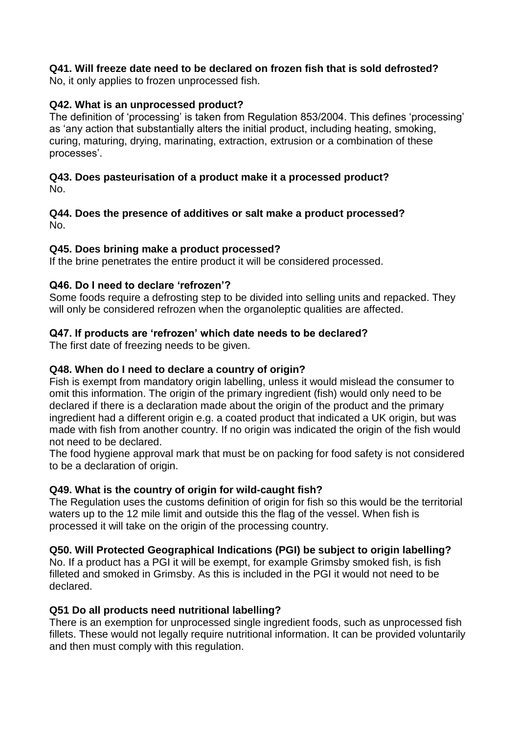**Q41. Will freeze date need to be declared on frozen fish that is sold defrosted?**
No, it only applies to frozen unprocessed fish.

**Q42. What is an unprocessed product?**
The definition of 'processing' is taken from Regulation 853/2004. This defines 'processing' as 'any action that substantially alters the initial product, including heating, smoking, curing, maturing, drying, marinating, extraction, extrusion or a combination of these processes'.

**Q43. Does pasteurisation of a product make it a processed product?**
No.

**Q44. Does the presence of additives or salt make a product processed?**
No.

**Q45. Does brining make a product processed?**
If the brine penetrates the entire product it will be considered processed.

**Q46. Do I need to declare 'refrozen'?**
Some foods require a defrosting step to be divided into selling units and repacked. They will only be considered refrozen when the organoleptic qualities are affected.

**Q47. If products are 'refrozen' which date needs to be declared?**
The first date of freezing needs to be given.

**Q48. When do I need to declare a country of origin?**
Fish is exempt from mandatory origin labelling, unless it would mislead the consumer to omit this information. The origin of the primary ingredient (fish) would only need to be declared if there is a declaration made about the origin of the product and the primary ingredient had a different origin e.g. a coated product that indicated a UK origin, but was made with fish from another country. If no origin was indicated the origin of the fish would not need to be declared.
The food hygiene approval mark that must be on packing for food safety is not considered to be a declaration of origin.

**Q49. What is the country of origin for wild-caught fish?**
The Regulation uses the customs definition of origin for fish so this would be the territorial waters up to the 12 mile limit and outside this the flag of the vessel. When fish is processed it will take on the origin of the processing country.

**Q50. Will Protected Geographical Indications (PGI) be subject to origin labelling?**
No. If a product has a PGI it will be exempt, for example Grimsby smoked fish, is fish filleted and smoked in Grimsby. As this is included in the PGI it would not need to be declared.

**Q51 Do all products need nutritional labelling?**
There is an exemption for unprocessed single ingredient foods, such as unprocessed fish fillets. These would not legally require nutritional information. It can be provided voluntarily and then must comply with this regulation.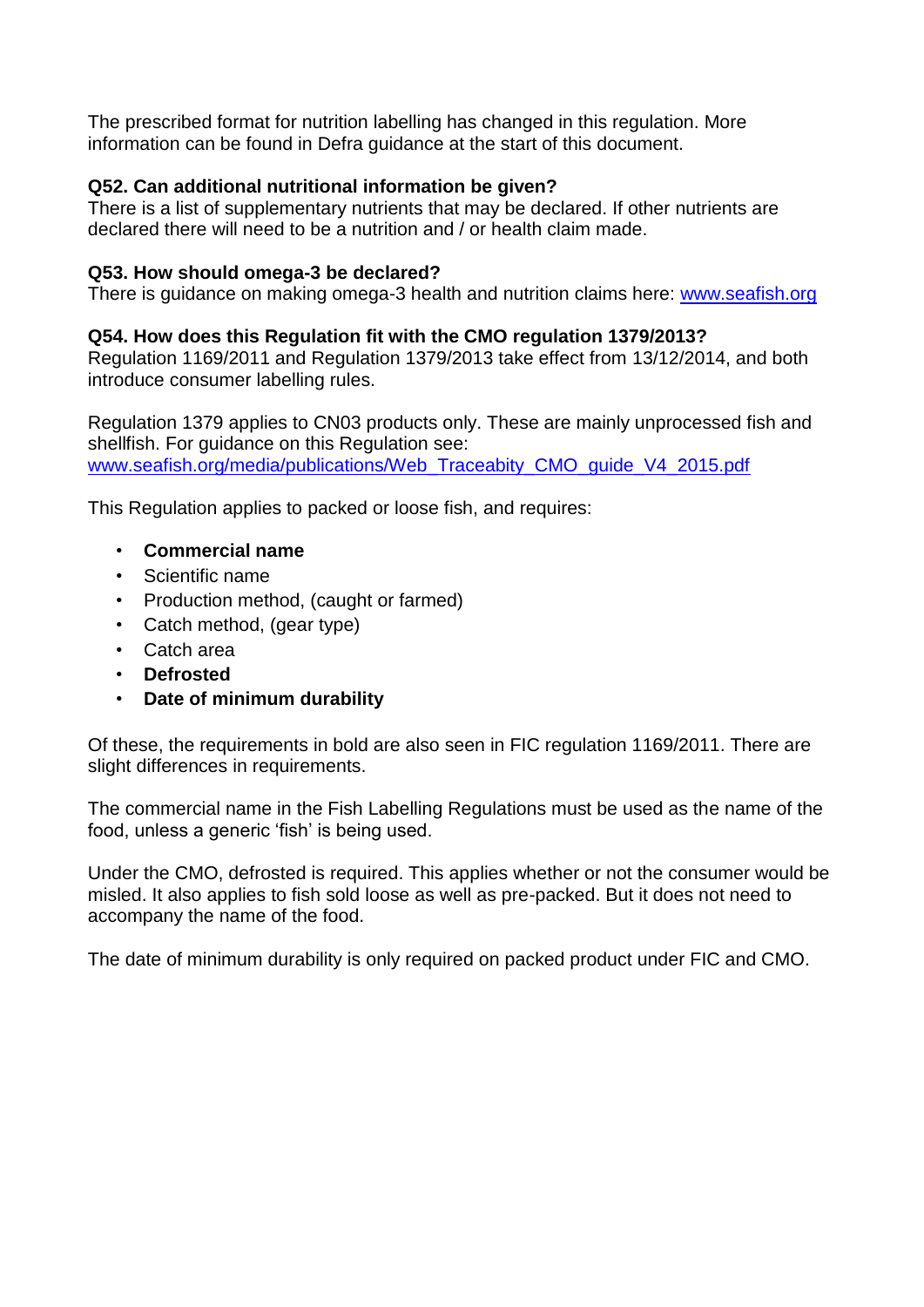The prescribed format for nutrition labelling has changed in this regulation. More information can be found in Defra guidance at the start of this document.

**Q52. Can additional nutritional information be given?**
There is a list of supplementary nutrients that may be declared. If other nutrients are declared there will need to be a nutrition and / or health claim made.

**Q53. How should omega-3 be declared?**
There is guidance on making omega-3 health and nutrition claims here: [www.seafish.org](www.seafish.org)

**Q54. How does this Regulation fit with the CMO regulation 1379/2013?**
Regulation 1169/2011 and Regulation 1379/2013 take effect from 13/12/2014, and both introduce consumer labelling rules.

Regulation 1379 applies to CN03 products only. These are mainly unprocessed fish and shellfish. For guidance on this Regulation see:
[www.seafish.org/media/publications/Web_Traceabity_CMO_guide_V4_2015.pdf](www.seafish.org/media/publications/Web_Traceabity_CMO_guide_V4_2015.pdf)

This Regulation applies to packed or loose fish, and requires:

- **Commercial name**
- Scientific name
- Production method, (caught or farmed)
- Catch method, (gear type)
- Catch area
- **Defrosted**
- **Date of minimum durability**

Of these, the requirements in bold are also seen in FIC regulation 1169/2011. There are slight differences in requirements.

The commercial name in the Fish Labelling Regulations must be used as the name of the food, unless a generic 'fish' is being used.

Under the CMO, defrosted is required. This applies whether or not the consumer would be misled. It also applies to fish sold loose as well as pre-packed. But it does not need to accompany the name of the food.

The date of minimum durability is only required on packed product under FIC and CMO.